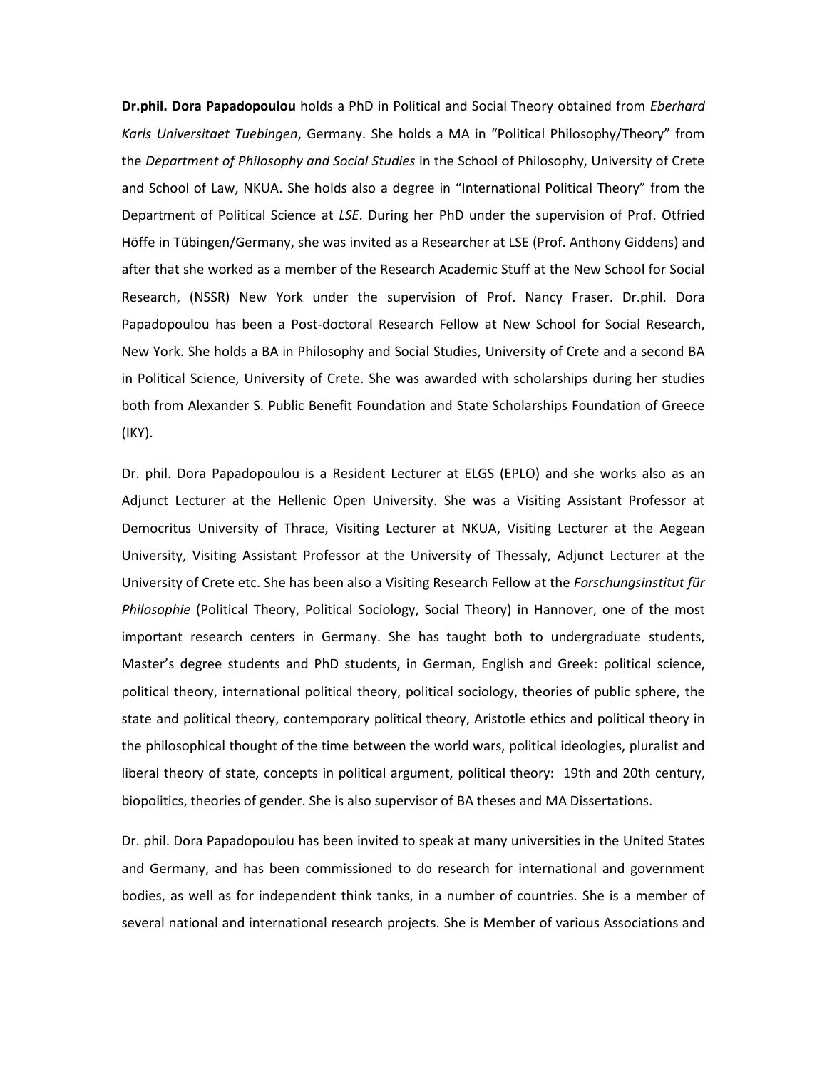**Dr.phil. Dora Papadopoulou** holds a PhD in Political and Social Theory obtained from *Eberhard Karls Universitaet Tuebingen*, Germany. She holds a MA in "Political Philosophy/Theory" from the *Department of Philosophy and Social Studies* in the School of Philosophy, University of Crete and School of Law, NKUA. She holds also a degree in "International Political Theory" from the Department of Political Science at *LSE*. During her PhD under the supervision of Prof. Otfried Höffe in Tübingen/Germany, she was invited as a Researcher at LSE (Prof. Anthony Giddens) and after that she worked as a member of the Research Academic Stuff at the New School for Social Research, (NSSR) New York under the supervision of Prof. Nancy Fraser. Dr.phil. Dora Papadopoulou has been a Post-doctoral Research Fellow at New School for Social Research, New York. She holds a BA in Philosophy and Social Studies, University of Crete and a second BA in Political Science, University of Crete. She was awarded with scholarships during her studies both from Alexander S. Public Benefit Foundation and State Scholarships Foundation of Greece (IKY).

Dr. phil. Dora Papadopoulou is a Resident Lecturer at ELGS (EPLO) and she works also as an Adjunct Lecturer at the Hellenic Open University. She was a Visiting Assistant Professor at Democritus University of Thrace, Visiting Lecturer at NKUA, Visiting Lecturer at the Aegean University, Visiting Assistant Professor at the University of Thessaly, Adjunct Lecturer at the University of Crete etc. She has been also a Visiting Research Fellow at the *Forschungsinstitut für Philosophie* (Political Theory, Political Sociology, Social Theory) in Hannover, one of the most important research centers in Germany. She has taught both to undergraduate students, Master's degree students and PhD students, in German, English and Greek: political science, political theory, international political theory, political sociology, theories of public sphere, the state and political theory, contemporary political theory, Aristotle ethics and political theory in the philosophical thought of the time between the world wars, political ideologies, pluralist and liberal theory of state, concepts in political argument, political theory: 19th and 20th century, biopolitics, theories of gender. She is also supervisor of BA theses and MA Dissertations.

Dr. phil. Dora Papadopoulou has been invited to speak at many universities in the United States and Germany, and has been commissioned to do research for international and government bodies, as well as for independent think tanks, in a number of countries. She is a member of several national and international research projects. She is Member of various Associations and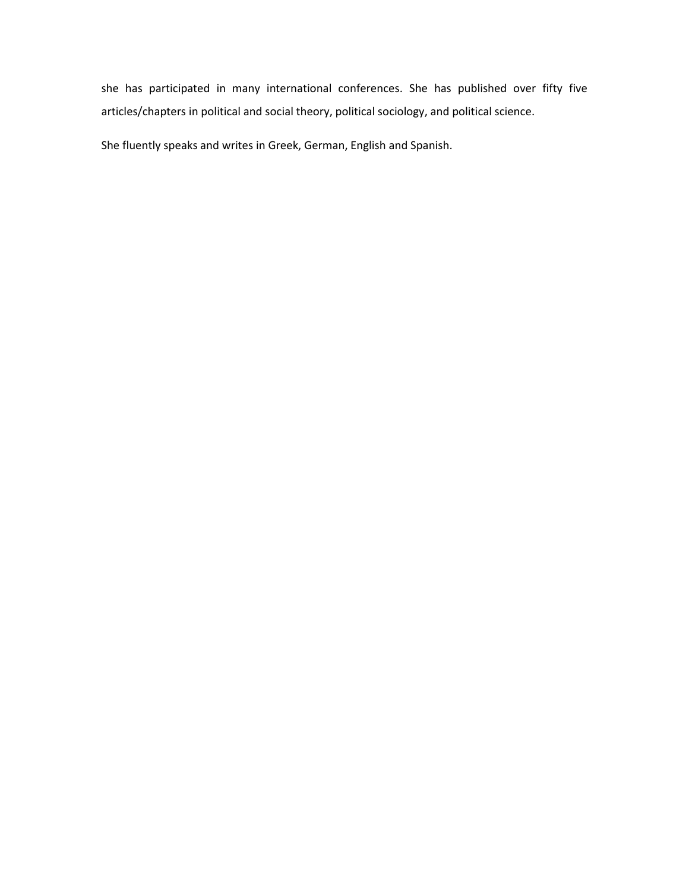she has participated in many international conferences. She has published over fifty five articles/chapters in political and social theory, political sociology, and political science.

She fluently speaks and writes in Greek, German, English and Spanish.